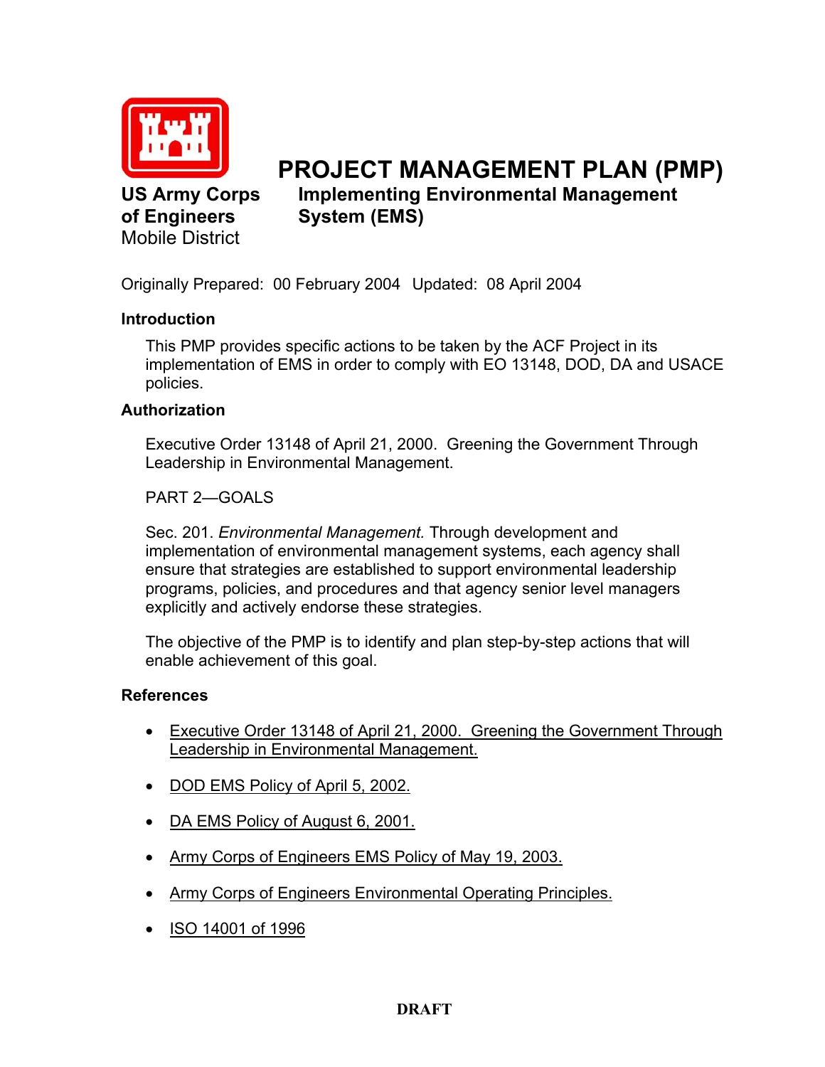# PROJECT MANAGEMENT PLAN (PMP)

**US Army Corps of Engineers**
Mobile District

## Implementing Environmental Management System (EMS)

Originally Prepared: 00 February 2004 Updated: 08 April 2004

### Introduction

This PMP provides specific actions to be taken by the ACF Project in its implementation of EMS in order to comply with EO 13148, DOD, DA and USACE policies.

### Authorization

Executive Order 13148 of April 21, 2000. Greening the Government Through Leadership in Environmental Management.

PART 2—GOALS

Sec. 201. *Environmental Management.* Through development and implementation of environmental management systems, each agency shall ensure that strategies are established to support environmental leadership programs, policies, and procedures and that agency senior level managers explicitly and actively endorse these strategies.

The objective of the PMP is to identify and plan step-by-step actions that will enable achievement of this goal.

### References

- Executive Order 13148 of April 21, 2000. Greening the Government Through Leadership in Environmental Management.
- DOD EMS Policy of April 5, 2002.
- DA EMS Policy of August 6, 2001.
- Army Corps of Engineers EMS Policy of May 19, 2003.
- Army Corps of Engineers Environmental Operating Principles.
- ISO 14001 of 1996

**DRAFT**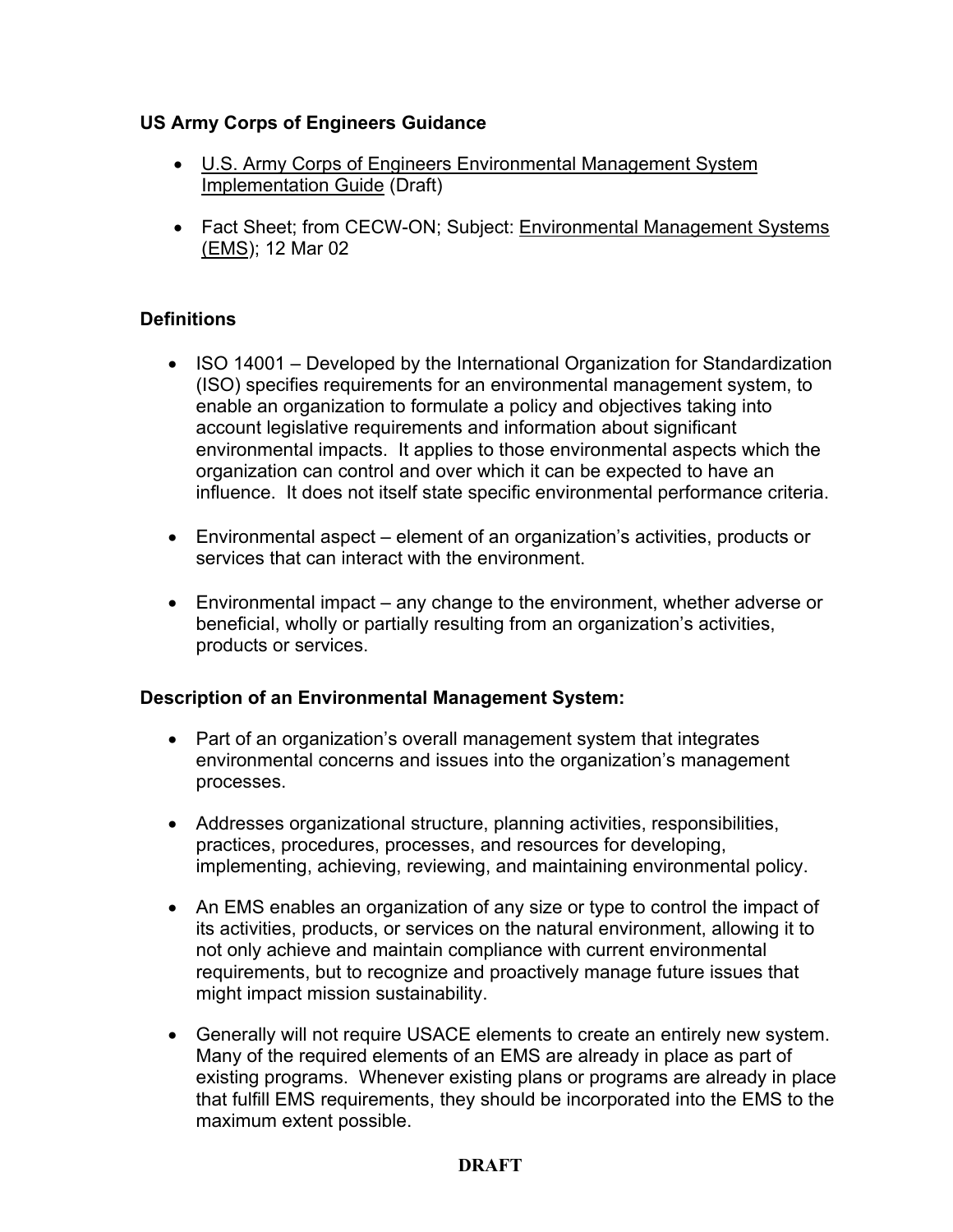### US Army Corps of Engineers Guidance

- U.S. Army Corps of Engineers Environmental Management System Implementation Guide (Draft)
- Fact Sheet; from CECW-ON; Subject: Environmental Management Systems (EMS); 12 Mar 02

### Definitions

- ISO 14001 – Developed by the International Organization for Standardization (ISO) specifies requirements for an environmental management system, to enable an organization to formulate a policy and objectives taking into account legislative requirements and information about significant environmental impacts. It applies to those environmental aspects which the organization can control and over which it can be expected to have an influence. It does not itself state specific environmental performance criteria.
- Environmental aspect – element of an organization's activities, products or services that can interact with the environment.
- Environmental impact – any change to the environment, whether adverse or beneficial, wholly or partially resulting from an organization's activities, products or services.

### Description of an Environmental Management System:

- Part of an organization's overall management system that integrates environmental concerns and issues into the organization's management processes.
- Addresses organizational structure, planning activities, responsibilities, practices, procedures, processes, and resources for developing, implementing, achieving, reviewing, and maintaining environmental policy.
- An EMS enables an organization of any size or type to control the impact of its activities, products, or services on the natural environment, allowing it to not only achieve and maintain compliance with current environmental requirements, but to recognize and proactively manage future issues that might impact mission sustainability.
- Generally will not require USACE elements to create an entirely new system. Many of the required elements of an EMS are already in place as part of existing programs. Whenever existing plans or programs are already in place that fulfill EMS requirements, they should be incorporated into the EMS to the maximum extent possible.

**DRAFT**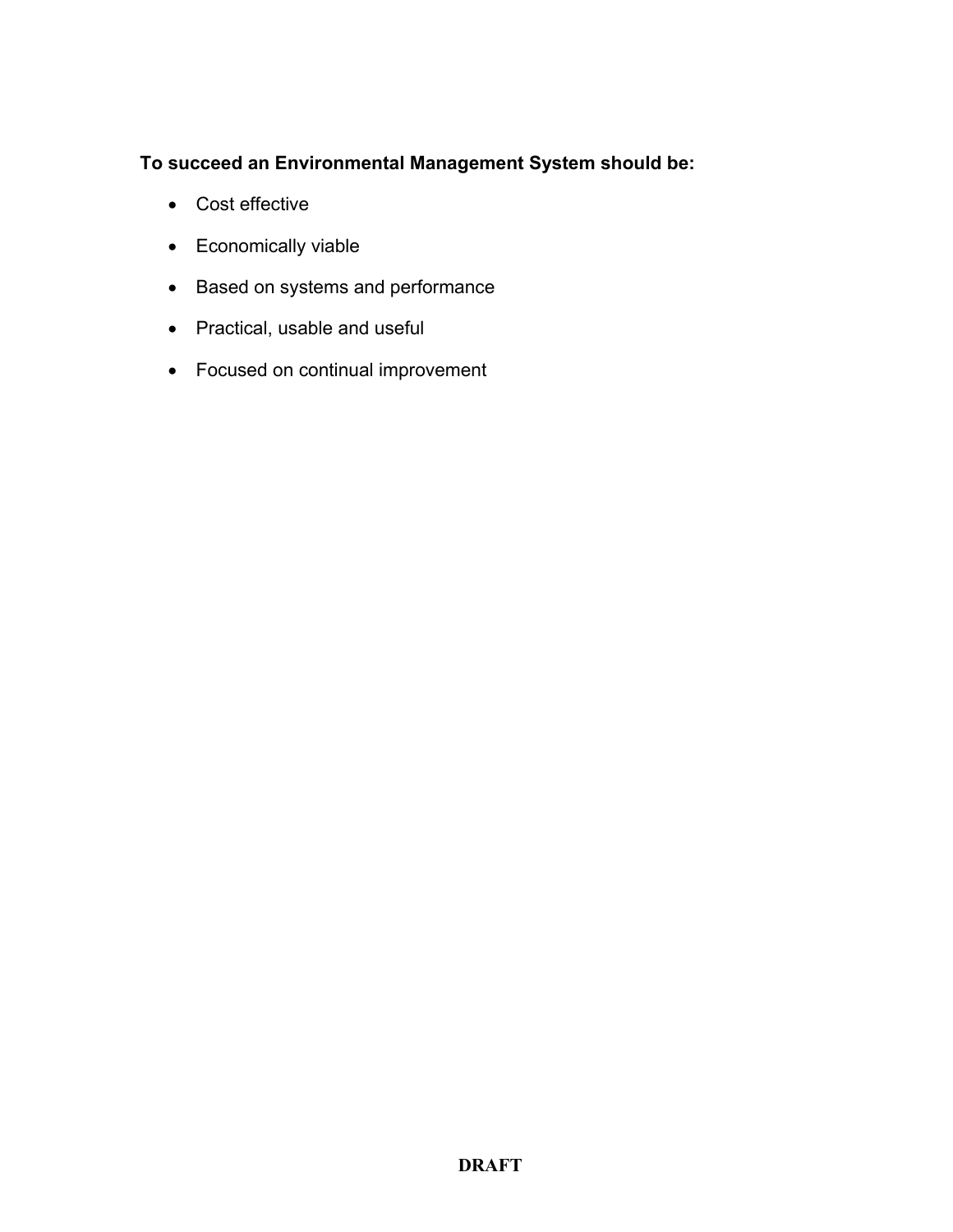**To succeed an Environmental Management System should be:**

- Cost effective
- Economically viable
- Based on systems and performance
- Practical, usable and useful
- Focused on continual improvement

**DRAFT**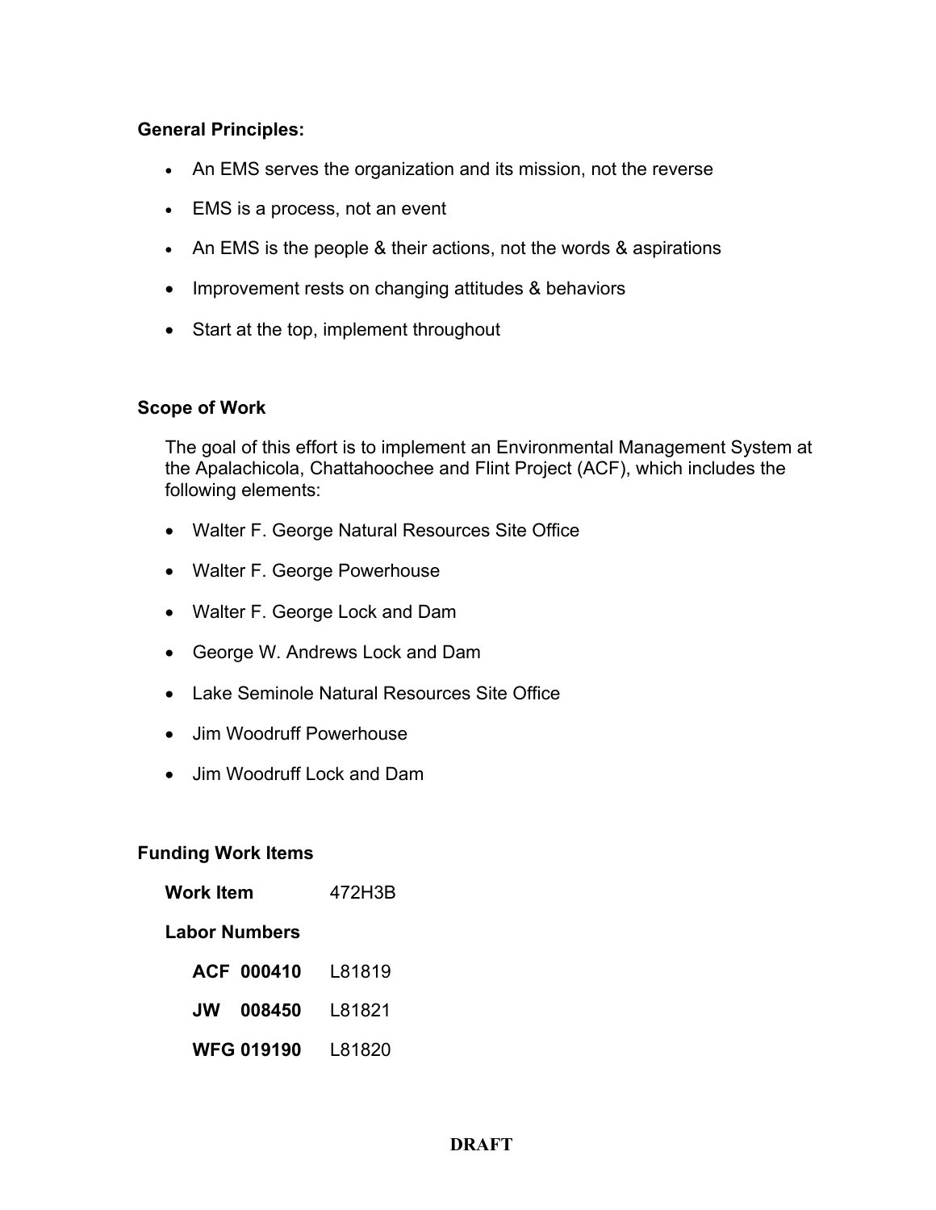**General Principles:**

- An EMS serves the organization and its mission, not the reverse
- EMS is a process, not an event
- An EMS is the people & their actions, not the words & aspirations
- Improvement rests on changing attitudes & behaviors
- Start at the top, implement throughout

**Scope of Work**

The goal of this effort is to implement an Environmental Management System at the Apalachicola, Chattahoochee and Flint Project (ACF), which includes the following elements:

- Walter F. George Natural Resources Site Office
- Walter F. George Powerhouse
- Walter F. George Lock and Dam
- George W. Andrews Lock and Dam
- Lake Seminole Natural Resources Site Office
- Jim Woodruff Powerhouse
- Jim Woodruff Lock and Dam

**Funding Work Items**

**Work Item** 472H3B

**Labor Numbers**

**ACF 000410** L81819

**JW 008450** L81821

**WFG 019190** L81820

**DRAFT**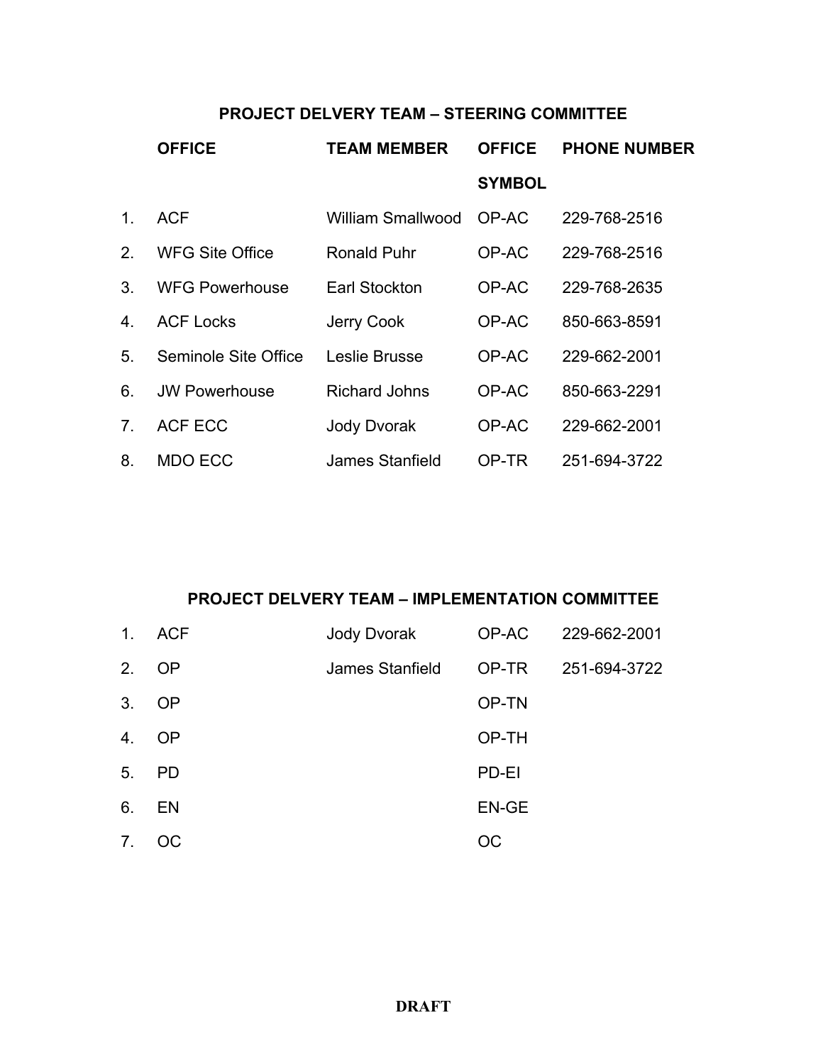## PROJECT DELVERY TEAM – STEERING COMMITTEE

| | OFFICE | TEAM MEMBER | OFFICE SYMBOL | PHONE NUMBER |
|---|---|---|---|---|
| 1. | ACF | William Smallwood | OP-AC | 229-768-2516 |
| 2. | WFG Site Office | Ronald Puhr | OP-AC | 229-768-2516 |
| 3. | WFG Powerhouse | Earl Stockton | OP-AC | 229-768-2635 |
| 4. | ACF Locks | Jerry Cook | OP-AC | 850-663-8591 |
| 5. | Seminole Site Office | Leslie Brusse | OP-AC | 229-662-2001 |
| 6. | JW Powerhouse | Richard Johns | OP-AC | 850-663-2291 |
| 7. | ACF ECC | Jody Dvorak | OP-AC | 229-662-2001 |
| 8. | MDO ECC | James Stanfield | OP-TR | 251-694-3722 |

## PROJECT DELVERY TEAM – IMPLEMENTATION COMMITTEE

| | OFFICE | TEAM MEMBER | OFFICE SYMBOL | PHONE NUMBER |
|---|---|---|---|---|
| 1. | ACF | Jody Dvorak | OP-AC | 229-662-2001 |
| 2. | OP | James Stanfield | OP-TR | 251-694-3722 |
| 3. | OP | | OP-TN | |
| 4. | OP | | OP-TH | |
| 5. | PD | | PD-EI | |
| 6. | EN | | EN-GE | |
| 7. | OC | | OC | |

**DRAFT**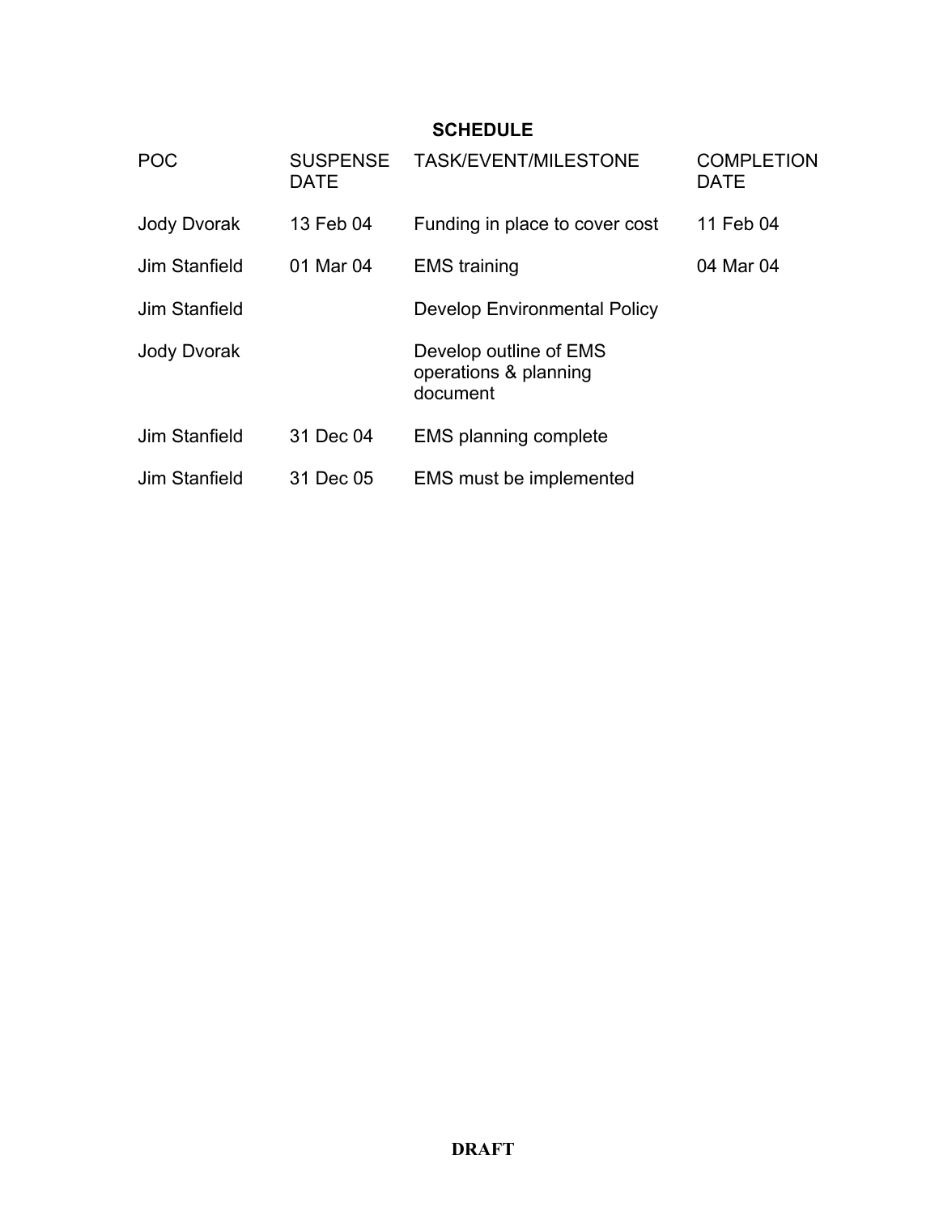## SCHEDULE

| POC | SUSPENSE DATE | TASK/EVENT/MILESTONE | COMPLETION DATE |
|---|---|---|---|
| Jody Dvorak | 13 Feb 04 | Funding in place to cover cost | 11 Feb 04 |
| Jim Stanfield | 01 Mar 04 | EMS training | 04 Mar 04 |
| Jim Stanfield | | Develop Environmental Policy | |
| Jody Dvorak | | Develop outline of EMS operations & planning document | |
| Jim Stanfield | 31 Dec 04 | EMS planning complete | |
| Jim Stanfield | 31 Dec 05 | EMS must be implemented | |

**DRAFT**